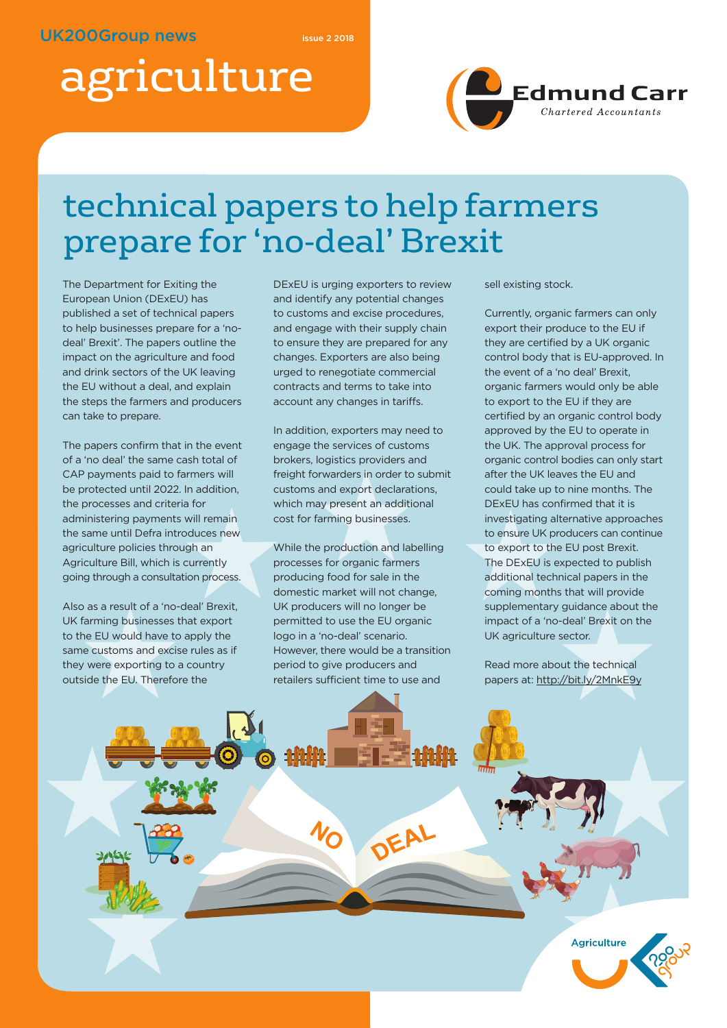UK200Group news

issue 2 2018

# agriculture

Edmund Carr
*Chartered Accountants*

## technical papers to help farmers prepare for 'no-deal' Brexit

The Department for Exiting the European Union (DExEU) has published a set of technical papers to help businesses prepare for a 'no-deal' Brexit'. The papers outline the impact on the agriculture and food and drink sectors of the UK leaving the EU without a deal, and explain the steps the farmers and producers can take to prepare.

The papers confirm that in the event of a 'no deal' the same cash total of CAP payments paid to farmers will be protected until 2022. In addition, the processes and criteria for administering payments will remain the same until Defra introduces new agriculture policies through an Agriculture Bill, which is currently going through a consultation process.

Also as a result of a 'no-deal' Brexit, UK farming businesses that export to the EU would have to apply the same customs and excise rules as if they were exporting to a country outside the EU. Therefore the DExEU is urging exporters to review and identify any potential changes to customs and excise procedures, and engage with their supply chain to ensure they are prepared for any changes. Exporters are also being urged to renegotiate commercial contracts and terms to take into account any changes in tariffs.

In addition, exporters may need to engage the services of customs brokers, logistics providers and freight forwarders in order to submit customs and export declarations, which may present an additional cost for farming businesses.

While the production and labelling processes for organic farmers producing food for sale in the domestic market will not change, UK producers will no longer be permitted to use the EU organic logo in a 'no-deal' scenario. However, there would be a transition period to give producers and retailers sufficient time to use and sell existing stock.

Currently, organic farmers can only export their produce to the EU if they are certified by a UK organic control body that is EU-approved. In the event of a 'no deal' Brexit, organic farmers would only be able to export to the EU if they are certified by an organic control body approved by the EU to operate in the UK. The approval process for organic control bodies can only start after the UK leaves the EU and could take up to nine months. The DExEU has confirmed that it is investigating alternative approaches to ensure UK producers can continue to export to the EU post Brexit. The DExEU is expected to publish additional technical papers in the coming months that will provide supplementary guidance about the impact of a 'no-deal' Brexit on the UK agriculture sector.

Read more about the technical papers at: http://bit.ly/2MnkE9y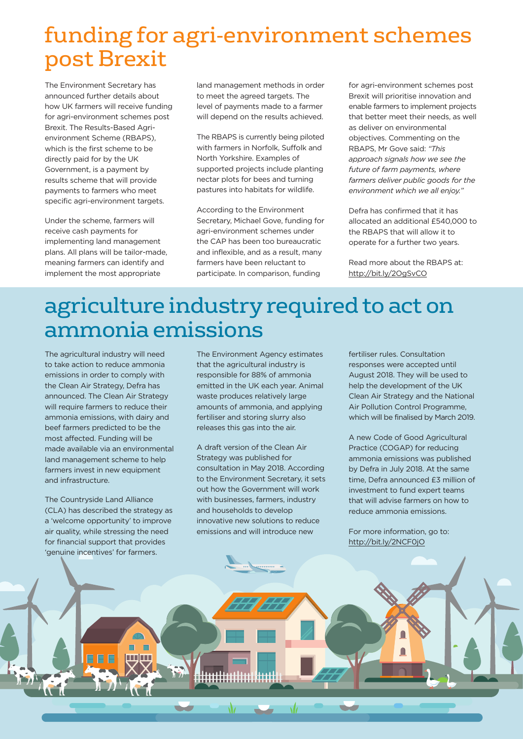# funding for agri-environment schemes post Brexit

The Environment Secretary has announced further details about how UK farmers will receive funding for agri-environment schemes post Brexit. The Results-Based Agri-environment Scheme (RBAPS), which is the first scheme to be directly paid for by the UK Government, is a payment by results scheme that will provide payments to farmers who meet specific agri-environment targets.

Under the scheme, farmers will receive cash payments for implementing land management plans. All plans will be tailor-made, meaning farmers can identify and implement the most appropriate land management methods in order to meet the agreed targets. The level of payments made to a farmer will depend on the results achieved.

The RBAPS is currently being piloted with farmers in Norfolk, Suffolk and North Yorkshire. Examples of supported projects include planting nectar plots for bees and turning pastures into habitats for wildlife.

According to the Environment Secretary, Michael Gove, funding for agri-environment schemes under the CAP has been too bureaucratic and inflexible, and as a result, many farmers have been reluctant to participate. In comparison, funding for agri-environment schemes post Brexit will prioritise innovation and enable farmers to implement projects that better meet their needs, as well as deliver on environmental objectives. Commenting on the RBAPS, Mr Gove said: *"This approach signals how we see the future of farm payments, where farmers deliver public goods for the environment which we all enjoy."*

Defra has confirmed that it has allocated an additional £540,000 to the RBAPS that will allow it to operate for a further two years.

Read more about the RBAPS at: http://bit.ly/2OgSvCO

# agriculture industry required to act on ammonia emissions

The agricultural industry will need to take action to reduce ammonia emissions in order to comply with the Clean Air Strategy, Defra has announced. The Clean Air Strategy will require farmers to reduce their ammonia emissions, with dairy and beef farmers predicted to be the most affected. Funding will be made available via an environmental land management scheme to help farmers invest in new equipment and infrastructure.

The Countryside Land Alliance (CLA) has described the strategy as a 'welcome opportunity' to improve air quality, while stressing the need for financial support that provides 'genuine incentives' for farmers.

The Environment Agency estimates that the agricultural industry is responsible for 88% of ammonia emitted in the UK each year. Animal waste produces relatively large amounts of ammonia, and applying fertiliser and storing slurry also releases this gas into the air.

A draft version of the Clean Air Strategy was published for consultation in May 2018. According to the Environment Secretary, it sets out how the Government will work with businesses, farmers, industry and households to develop innovative new solutions to reduce emissions and will introduce new fertiliser rules. Consultation responses were accepted until August 2018. They will be used to help the development of the UK Clean Air Strategy and the National Air Pollution Control Programme, which will be finalised by March 2019.

A new Code of Good Agricultural Practice (COGAP) for reducing ammonia emissions was published by Defra in July 2018. At the same time, Defra announced £3 million of investment to fund expert teams that will advise farmers on how to reduce ammonia emissions.

For more information, go to: http://bit.ly/2NCF0jO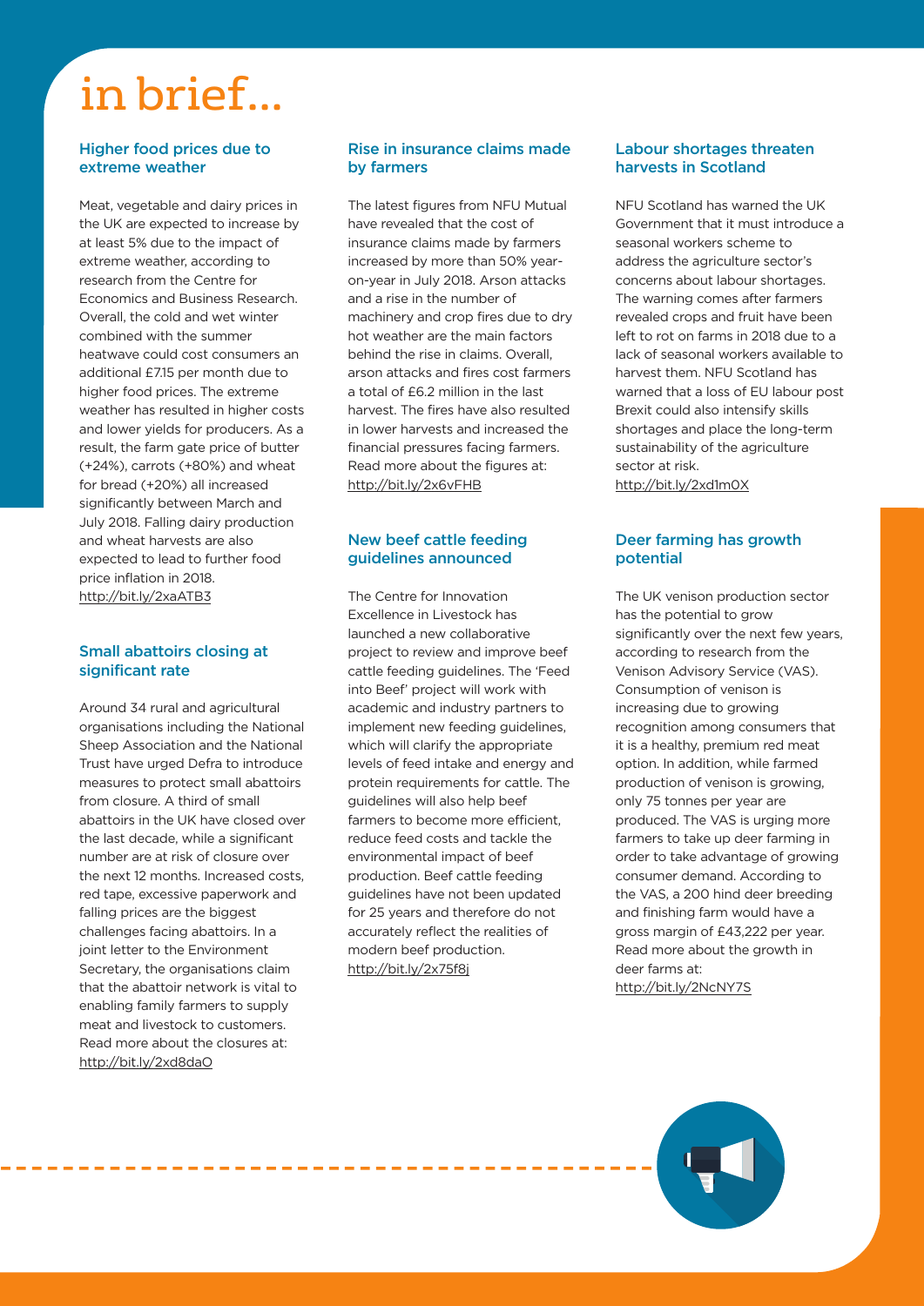# in brief...

## Higher food prices due to extreme weather

Meat, vegetable and dairy prices in the UK are expected to increase by at least 5% due to the impact of extreme weather, according to research from the Centre for Economics and Business Research. Overall, the cold and wet winter combined with the summer heatwave could cost consumers an additional £7.15 per month due to higher food prices. The extreme weather has resulted in higher costs and lower yields for producers. As a result, the farm gate price of butter (+24%), carrots (+80%) and wheat for bread (+20%) all increased significantly between March and July 2018. Falling dairy production and wheat harvests are also expected to lead to further food price inflation in 2018.
http://bit.ly/2xaATB3

## Small abattoirs closing at significant rate

Around 34 rural and agricultural organisations including the National Sheep Association and the National Trust have urged Defra to introduce measures to protect small abattoirs from closure. A third of small abattoirs in the UK have closed over the last decade, while a significant number are at risk of closure over the next 12 months. Increased costs, red tape, excessive paperwork and falling prices are the biggest challenges facing abattoirs. In a joint letter to the Environment Secretary, the organisations claim that the abattoir network is vital to enabling family farmers to supply meat and livestock to customers. Read more about the closures at:
http://bit.ly/2xd8daO

## Rise in insurance claims made by farmers

The latest figures from NFU Mutual have revealed that the cost of insurance claims made by farmers increased by more than 50% year-on-year in July 2018. Arson attacks and a rise in the number of machinery and crop fires due to dry hot weather are the main factors behind the rise in claims. Overall, arson attacks and fires cost farmers a total of £6.2 million in the last harvest. The fires have also resulted in lower harvests and increased the financial pressures facing farmers. Read more about the figures at:
http://bit.ly/2x6vFHB

## New beef cattle feeding guidelines announced

The Centre for Innovation Excellence in Livestock has launched a new collaborative project to review and improve beef cattle feeding guidelines. The 'Feed into Beef' project will work with academic and industry partners to implement new feeding guidelines, which will clarify the appropriate levels of feed intake and energy and protein requirements for cattle. The guidelines will also help beef farmers to become more efficient, reduce feed costs and tackle the environmental impact of beef production. Beef cattle feeding guidelines have not been updated for 25 years and therefore do not accurately reflect the realities of modern beef production.
http://bit.ly/2x75f8j

## Labour shortages threaten harvests in Scotland

NFU Scotland has warned the UK Government that it must introduce a seasonal workers scheme to address the agriculture sector's concerns about labour shortages. The warning comes after farmers revealed crops and fruit have been left to rot on farms in 2018 due to a lack of seasonal workers available to harvest them. NFU Scotland has warned that a loss of EU labour post Brexit could also intensify skills shortages and place the long-term sustainability of the agriculture sector at risk.
http://bit.ly/2xd1m0X

## Deer farming has growth potential

The UK venison production sector has the potential to grow significantly over the next few years, according to research from the Venison Advisory Service (VAS). Consumption of venison is increasing due to growing recognition among consumers that it is a healthy, premium red meat option. In addition, while farmed production of venison is growing, only 75 tonnes per year are produced. The VAS is urging more farmers to take up deer farming in order to take advantage of growing consumer demand. According to the VAS, a 200 hind deer breeding and finishing farm would have a gross margin of £43,222 per year. Read more about the growth in deer farms at:
http://bit.ly/2NcNY7S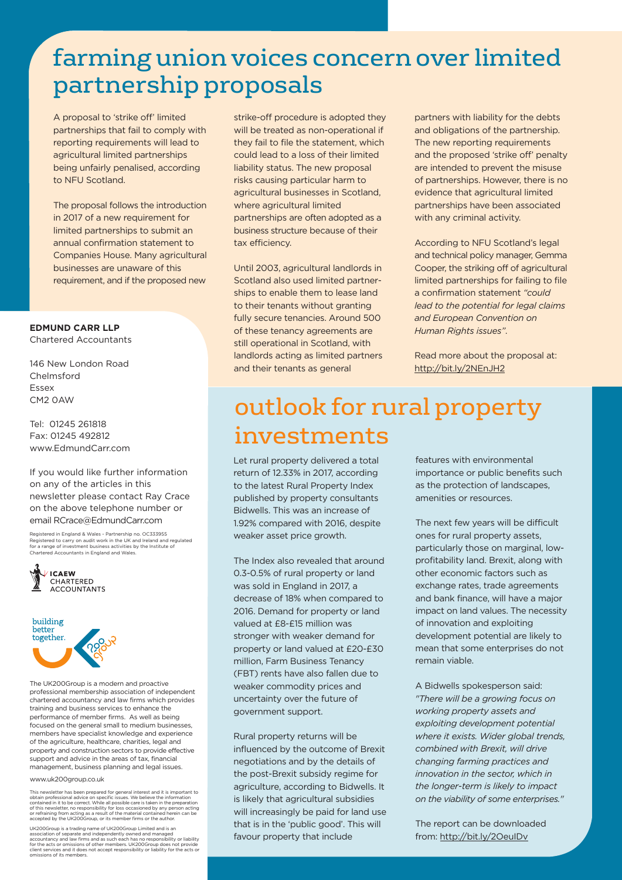# farming union voices concern over limited partnership proposals

A proposal to 'strike off' limited partnerships that fail to comply with reporting requirements will lead to agricultural limited partnerships being unfairly penalised, according to NFU Scotland.

The proposal follows the introduction in 2017 of a new requirement for limited partnerships to submit an annual confirmation statement to Companies House. Many agricultural businesses are unaware of this requirement, and if the proposed new strike-off procedure is adopted they will be treated as non-operational if they fail to file the statement, which could lead to a loss of their limited liability status. The new proposal risks causing particular harm to agricultural businesses in Scotland, where agricultural limited partnerships are often adopted as a business structure because of their tax efficiency.

Until 2003, agricultural landlords in Scotland also used limited partnerships to enable them to lease land to their tenants without granting fully secure tenancies. Around 500 of these tenancy agreements are still operational in Scotland, with landlords acting as limited partners and their tenants as general partners with liability for the debts and obligations of the partnership. The new reporting requirements and the proposed 'strike off' penalty are intended to prevent the misuse of partnerships. However, there is no evidence that agricultural limited partnerships have been associated with any criminal activity.

According to NFU Scotland's legal and technical policy manager, Gemma Cooper, the striking off of agricultural limited partnerships for failing to file a confirmation statement *"could lead to the potential for legal claims and European Convention on Human Rights issues"*.

Read more about the proposal at: http://bit.ly/2NEnJH2

# outlook for rural property investments

Let rural property delivered a total return of 12.33% in 2017, according to the latest Rural Property Index published by property consultants Bidwells. This was an increase of 1.92% compared with 2016, despite weaker asset price growth.

The Index also revealed that around 0.3-0.5% of rural property or land was sold in England in 2017, a decrease of 18% when compared to 2016. Demand for property or land valued at £8-£15 million was stronger with weaker demand for property or land valued at £20-£30 million, Farm Business Tenancy (FBT) rents have also fallen due to weaker commodity prices and uncertainty over the future of government support.

Rural property returns will be influenced by the outcome of Brexit negotiations and by the details of the post-Brexit subsidy regime for agriculture, according to Bidwells. It is likely that agricultural subsidies will increasingly be paid for land use that is in the 'public good'. This will favour property that include features with environmental importance or public benefits such as the protection of landscapes, amenities or resources.

The next few years will be difficult ones for rural property assets, particularly those on marginal, low-profitability land. Brexit, along with other economic factors such as exchange rates, trade agreements and bank finance, will have a major impact on land values. The necessity of innovation and exploiting development potential are likely to mean that some enterprises do not remain viable.

A Bidwells spokesperson said: *"There will be a growing focus on working property assets and exploiting development potential where it exists. Wider global trends, combined with Brexit, will drive changing farming practices and innovation in the sector, which in the longer-term is likely to impact on the viability of some enterprises."*

The report can be downloaded from: http://bit.ly/2OeulDv

---

**EDMUND CARR LLP**
Chartered Accountants

146 New London Road
Chelmsford
Essex
CM2 0AW

Tel: 01245 261818
Fax: 01245 492812
www.EdmundCarr.com

If you would like further information on any of the articles in this newsletter please contact Ray Crace on the above telephone number or email RCrace@EdmundCarr.com

Registered in England & Wales - Partnership no. OC333955
Registered to carry on audit work in the UK and Ireland and regulated for a range of investment business activities by the Institute of Chartered Accountants in England and Wales.

ICAEW CHARTERED ACCOUNTANTS

building better together.

The UK200Group is a modern and proactive professional membership association of independent chartered accountancy and law firms which provides training and business services to enhance the performance of member firms. As well as being focused on the general small to medium businesses, members have specialist knowledge and experience of the agriculture, healthcare, charities, legal and property and construction sectors to provide effective support and advice in the areas of tax, financial management, business planning and legal issues.

www.uk200group.co.uk

This newsletter has been prepared for general interest and it is important to obtain professional advice on specific issues. We believe the information contained in it to be correct. While all possible care is taken in the preparation of this newsletter, no responsibility for loss occasioned by any person acting or refraining from acting as a result of the material contained herein can be accepted by the UK200Group, or its member firms or the author.

UK200Group is a trading name of UK200Group Limited and is an association of separate and independently owned and managed accountancy and law firms and as such each has no responsibility or liability for the acts or omissions of other members. UK200Group does not provide client services and it does not accept responsibility or liability for the acts or omissions of its members.